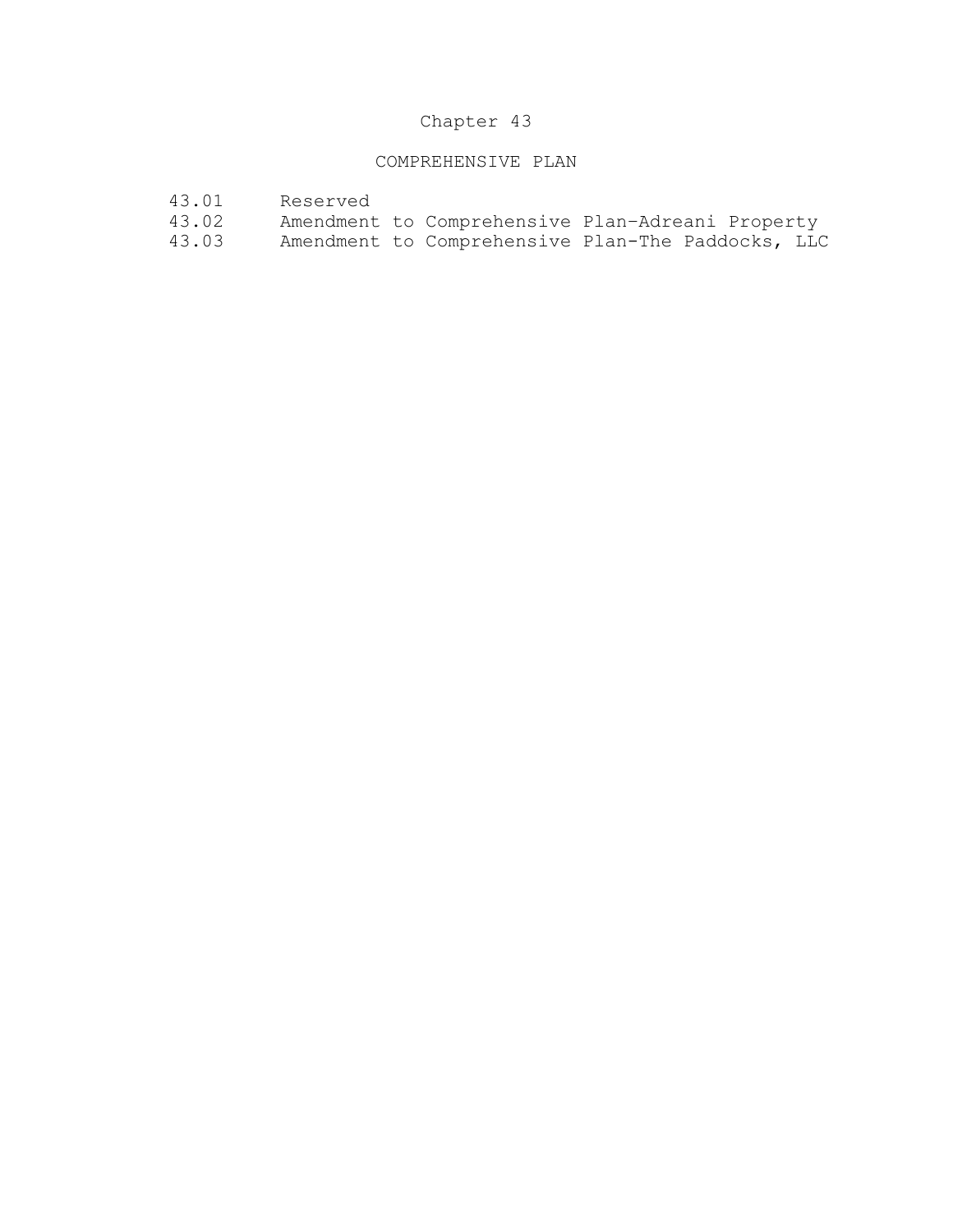# Chapter 43

## COMPREHENSIVE PLAN

| | |
|---|---|
| 43.01 | Reserved |
| 43.02 | Amendment to Comprehensive Plan-Adreani Property |
| 43.03 | Amendment to Comprehensive Plan-The Paddocks, LLC |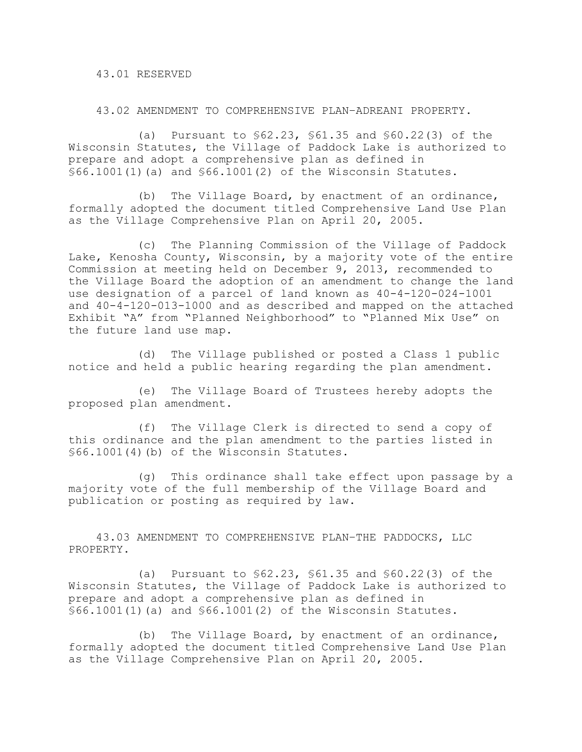43.01 RESERVED

43.02 AMENDMENT TO COMPREHENSIVE PLAN–ADREANI PROPERTY.

(a) Pursuant to §62.23, §61.35 and §60.22(3) of the Wisconsin Statutes, the Village of Paddock Lake is authorized to prepare and adopt a comprehensive plan as defined in §66.1001(1)(a) and §66.1001(2) of the Wisconsin Statutes.

(b) The Village Board, by enactment of an ordinance, formally adopted the document titled Comprehensive Land Use Plan as the Village Comprehensive Plan on April 20, 2005.

(c) The Planning Commission of the Village of Paddock Lake, Kenosha County, Wisconsin, by a majority vote of the entire Commission at meeting held on December 9, 2013, recommended to the Village Board the adoption of an amendment to change the land use designation of a parcel of land known as 40-4-120-024-1001 and 40-4-120-013-1000 and as described and mapped on the attached Exhibit "A" from "Planned Neighborhood" to "Planned Mix Use" on the future land use map.

(d) The Village published or posted a Class 1 public notice and held a public hearing regarding the plan amendment.

(e) The Village Board of Trustees hereby adopts the proposed plan amendment.

(f) The Village Clerk is directed to send a copy of this ordinance and the plan amendment to the parties listed in §66.1001(4)(b) of the Wisconsin Statutes.

(g) This ordinance shall take effect upon passage by a majority vote of the full membership of the Village Board and publication or posting as required by law.

43.03 AMENDMENT TO COMPREHENSIVE PLAN–THE PADDOCKS, LLC PROPERTY.

(a) Pursuant to §62.23, §61.35 and §60.22(3) of the Wisconsin Statutes, the Village of Paddock Lake is authorized to prepare and adopt a comprehensive plan as defined in §66.1001(1)(a) and §66.1001(2) of the Wisconsin Statutes.

(b) The Village Board, by enactment of an ordinance, formally adopted the document titled Comprehensive Land Use Plan as the Village Comprehensive Plan on April 20, 2005.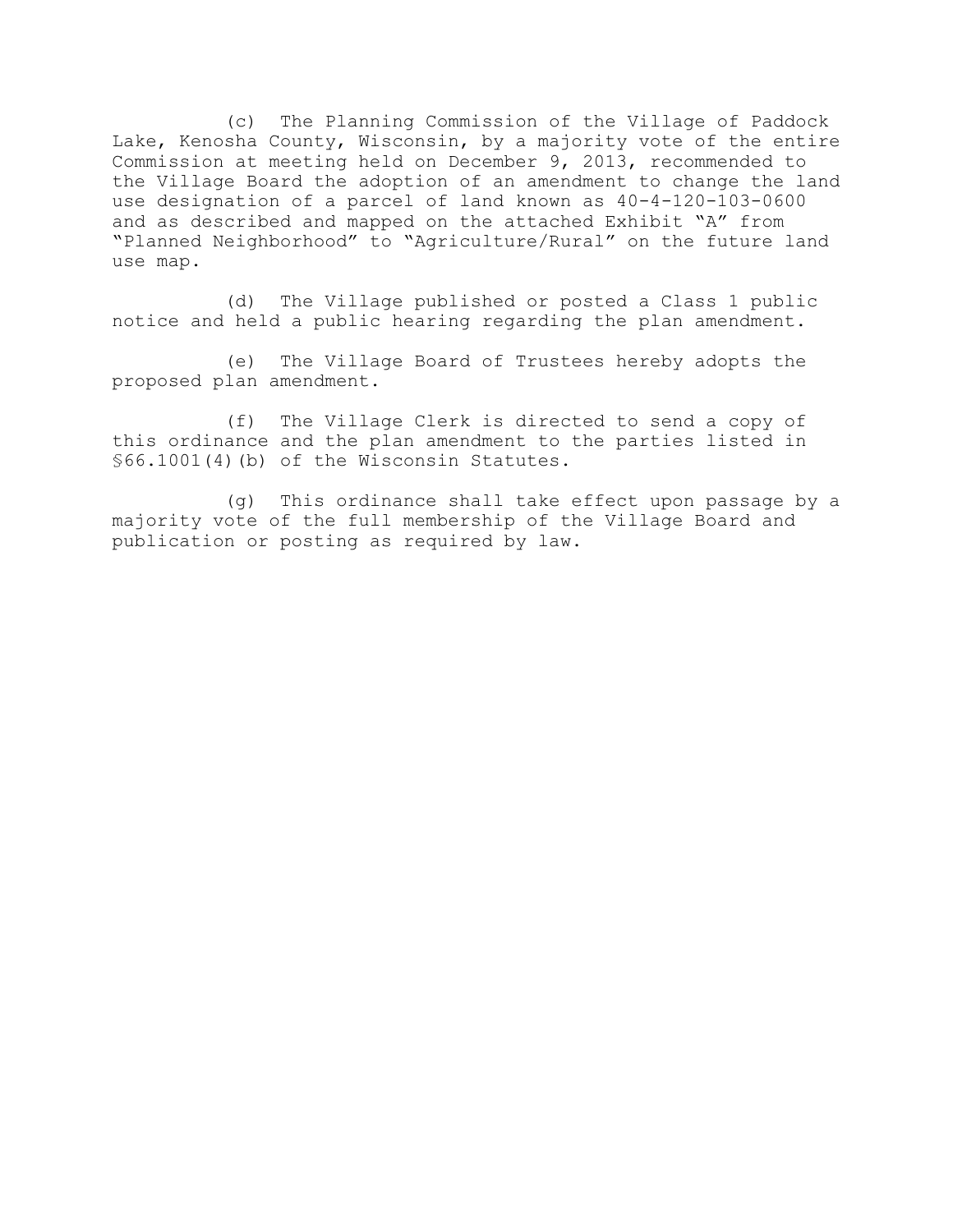(c) The Planning Commission of the Village of Paddock Lake, Kenosha County, Wisconsin, by a majority vote of the entire Commission at meeting held on December 9, 2013, recommended to the Village Board the adoption of an amendment to change the land use designation of a parcel of land known as 40-4-120-103-0600 and as described and mapped on the attached Exhibit "A" from "Planned Neighborhood" to "Agriculture/Rural" on the future land use map.

(d) The Village published or posted a Class 1 public notice and held a public hearing regarding the plan amendment.

(e) The Village Board of Trustees hereby adopts the proposed plan amendment.

(f) The Village Clerk is directed to send a copy of this ordinance and the plan amendment to the parties listed in §66.1001(4)(b) of the Wisconsin Statutes.

(g) This ordinance shall take effect upon passage by a majority vote of the full membership of the Village Board and publication or posting as required by law.